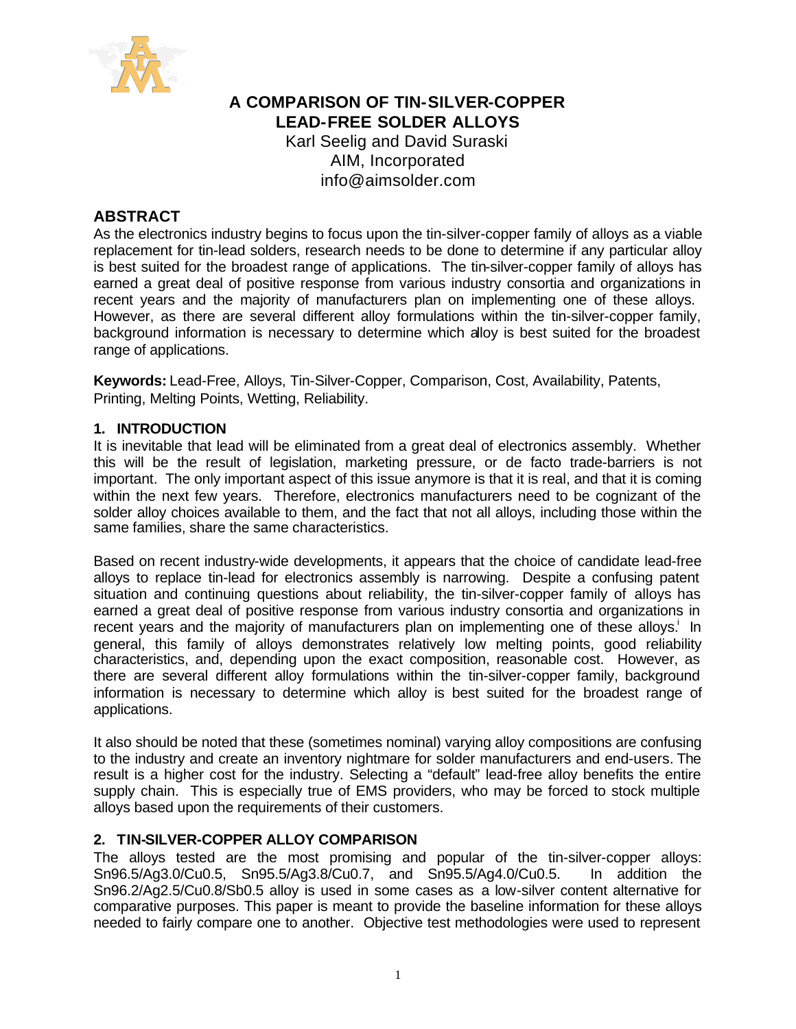# A COMPARISON OF TIN-SILVER-COPPER LEAD-FREE SOLDER ALLOYS

Karl Seelig and David Suraski
AIM, Incorporated
info@aimsolder.com

## ABSTRACT

As the electronics industry begins to focus upon the tin-silver-copper family of alloys as a viable replacement for tin-lead solders, research needs to be done to determine if any particular alloy is best suited for the broadest range of applications. The tin-silver-copper family of alloys has earned a great deal of positive response from various industry consortia and organizations in recent years and the majority of manufacturers plan on implementing one of these alloys. However, as there are several different alloy formulations within the tin-silver-copper family, background information is necessary to determine which alloy is best suited for the broadest range of applications.

**Keywords:** Lead-Free, Alloys, Tin-Silver-Copper, Comparison, Cost, Availability, Patents, Printing, Melting Points, Wetting, Reliability.

### 1. INTRODUCTION

It is inevitable that lead will be eliminated from a great deal of electronics assembly. Whether this will be the result of legislation, marketing pressure, or de facto trade-barriers is not important. The only important aspect of this issue anymore is that it is real, and that it is coming within the next few years. Therefore, electronics manufacturers need to be cognizant of the solder alloy choices available to them, and the fact that not all alloys, including those within the same families, share the same characteristics.

Based on recent industry-wide developments, it appears that the choice of candidate lead-free alloys to replace tin-lead for electronics assembly is narrowing. Despite a confusing patent situation and continuing questions about reliability, the tin-silver-copper family of alloys has earned a great deal of positive response from various industry consortia and organizations in recent years and the majority of manufacturers plan on implementing one of these alloys.[i] In general, this family of alloys demonstrates relatively low melting points, good reliability characteristics, and, depending upon the exact composition, reasonable cost. However, as there are several different alloy formulations within the tin-silver-copper family, background information is necessary to determine which alloy is best suited for the broadest range of applications.

It also should be noted that these (sometimes nominal) varying alloy compositions are confusing to the industry and create an inventory nightmare for solder manufacturers and end-users. The result is a higher cost for the industry. Selecting a "default" lead-free alloy benefits the entire supply chain. This is especially true of EMS providers, who may be forced to stock multiple alloys based upon the requirements of their customers.

### 2. TIN-SILVER-COPPER ALLOY COMPARISON

The alloys tested are the most promising and popular of the tin-silver-copper alloys: Sn96.5/Ag3.0/Cu0.5, Sn95.5/Ag3.8/Cu0.7, and Sn95.5/Ag4.0/Cu0.5. In addition the Sn96.2/Ag2.5/Cu0.8/Sb0.5 alloy is used in some cases as a low-silver content alternative for comparative purposes. This paper is meant to provide the baseline information for these alloys needed to fairly compare one to another. Objective test methodologies were used to represent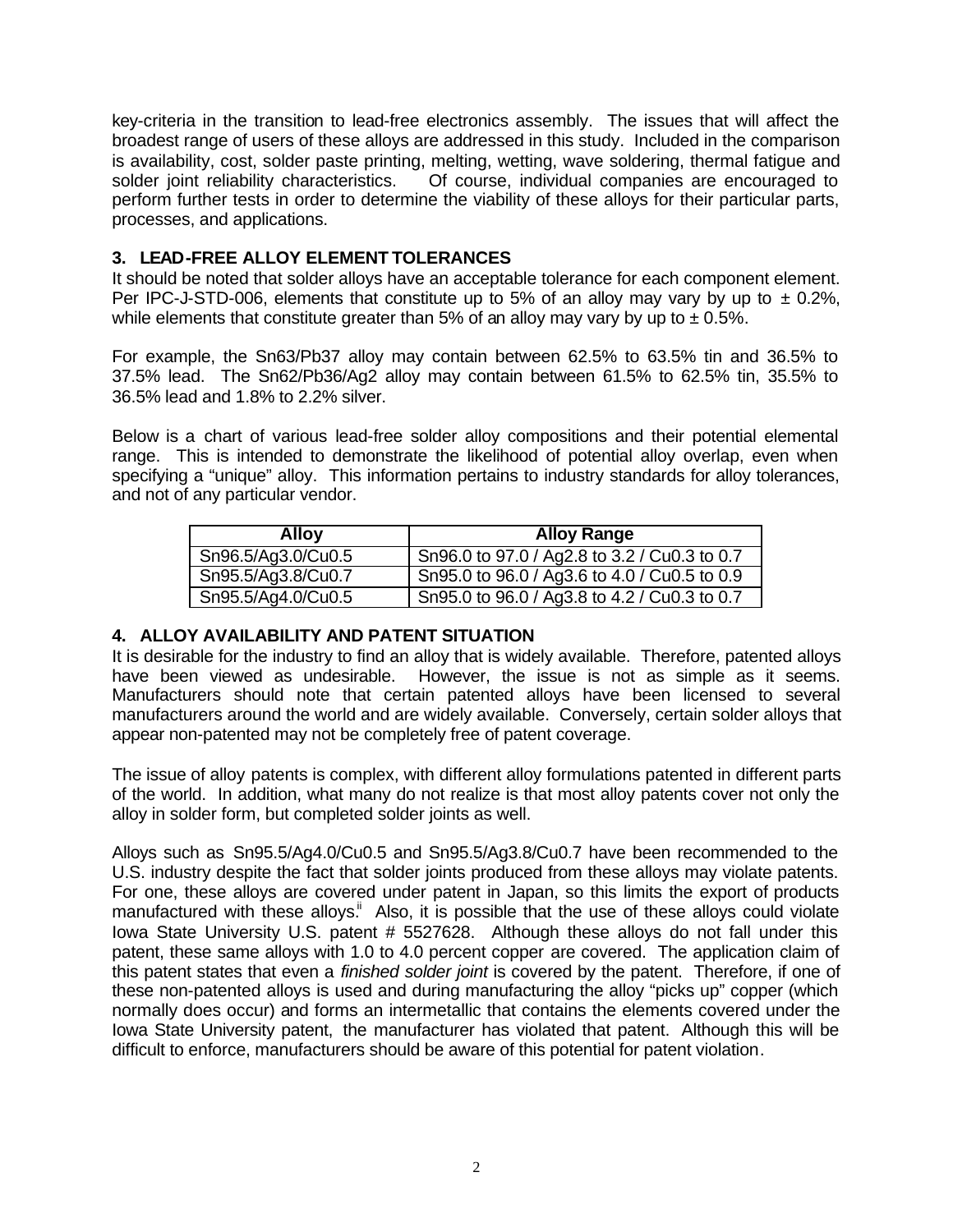key-criteria in the transition to lead-free electronics assembly. The issues that will affect the broadest range of users of these alloys are addressed in this study. Included in the comparison is availability, cost, solder paste printing, melting, wetting, wave soldering, thermal fatigue and solder joint reliability characteristics. Of course, individual companies are encouraged to perform further tests in order to determine the viability of these alloys for their particular parts, processes, and applications.

## 3. LEAD-FREE ALLOY ELEMENT TOLERANCES

It should be noted that solder alloys have an acceptable tolerance for each component element. Per IPC-J-STD-006, elements that constitute up to 5% of an alloy may vary by up to ± 0.2%, while elements that constitute greater than 5% of an alloy may vary by up to ± 0.5%.

For example, the Sn63/Pb37 alloy may contain between 62.5% to 63.5% tin and 36.5% to 37.5% lead. The Sn62/Pb36/Ag2 alloy may contain between 61.5% to 62.5% tin, 35.5% to 36.5% lead and 1.8% to 2.2% silver.

Below is a chart of various lead-free solder alloy compositions and their potential elemental range. This is intended to demonstrate the likelihood of potential alloy overlap, even when specifying a "unique" alloy. This information pertains to industry standards for alloy tolerances, and not of any particular vendor.

| Alloy | Alloy Range |
|---|---|
| Sn96.5/Ag3.0/Cu0.5 | Sn96.0 to 97.0 / Ag2.8 to 3.2 / Cu0.3 to 0.7 |
| Sn95.5/Ag3.8/Cu0.7 | Sn95.0 to 96.0 / Ag3.6 to 4.0 / Cu0.5 to 0.9 |
| Sn95.5/Ag4.0/Cu0.5 | Sn95.0 to 96.0 / Ag3.8 to 4.2 / Cu0.3 to 0.7 |

## 4. ALLOY AVAILABILITY AND PATENT SITUATION

It is desirable for the industry to find an alloy that is widely available. Therefore, patented alloys have been viewed as undesirable. However, the issue is not as simple as it seems. Manufacturers should note that certain patented alloys have been licensed to several manufacturers around the world and are widely available. Conversely, certain solder alloys that appear non-patented may not be completely free of patent coverage.

The issue of alloy patents is complex, with different alloy formulations patented in different parts of the world. In addition, what many do not realize is that most alloy patents cover not only the alloy in solder form, but completed solder joints as well.

Alloys such as Sn95.5/Ag4.0/Cu0.5 and Sn95.5/Ag3.8/Cu0.7 have been recommended to the U.S. industry despite the fact that solder joints produced from these alloys may violate patents. For one, these alloys are covered under patent in Japan, so this limits the export of products manufactured with these alloys.[ii] Also, it is possible that the use of these alloys could violate Iowa State University U.S. patent # 5527628. Although these alloys do not fall under this patent, these same alloys with 1.0 to 4.0 percent copper are covered. The application claim of this patent states that even a *finished solder joint* is covered by the patent. Therefore, if one of these non-patented alloys is used and during manufacturing the alloy "picks up" copper (which normally does occur) and forms an intermetallic that contains the elements covered under the Iowa State University patent, the manufacturer has violated that patent. Although this will be difficult to enforce, manufacturers should be aware of this potential for patent violation.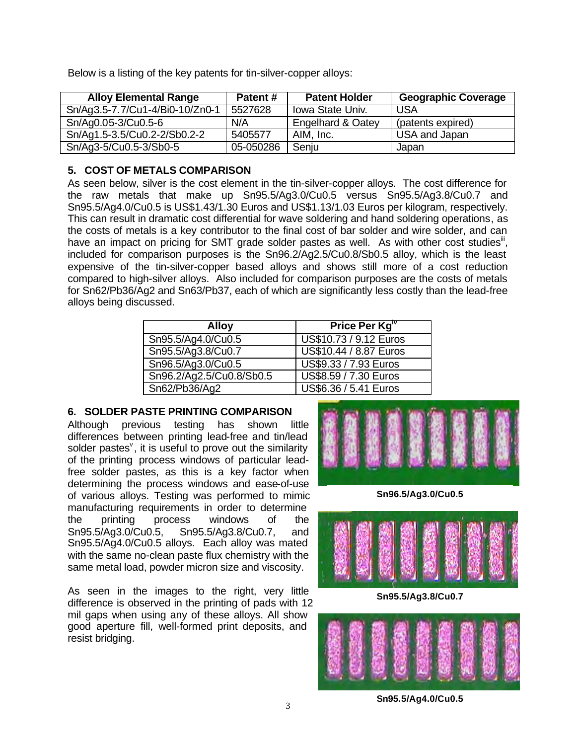Below is a listing of the key patents for tin-silver-copper alloys:

| Alloy Elemental Range | Patent # | Patent Holder | Geographic Coverage |
|---|---|---|---|
| Sn/Ag3.5-7.7/Cu1-4/Bi0-10/Zn0-1 | 5527628 | Iowa State Univ. | USA |
| Sn/Ag0.05-3/Cu0.5-6 | N/A | Engelhard & Oatey | (patents expired) |
| Sn/Ag1.5-3.5/Cu0.2-2/Sb0.2-2 | 5405577 | AIM, Inc. | USA and Japan |
| Sn/Ag3-5/Cu0.5-3/Sb0-5 | 05-050286 | Senju | Japan |

## 5. COST OF METALS COMPARISON

As seen below, silver is the cost element in the tin-silver-copper alloys. The cost difference for the raw metals that make up Sn95.5/Ag3.0/Cu0.5 versus Sn95.5/Ag3.8/Cu0.7 and Sn95.5/Ag4.0/Cu0.5 is US$1.43/1.30 Euros and US$1.13/1.03 Euros per kilogram, respectively. This can result in dramatic cost differential for wave soldering and hand soldering operations, as the costs of metals is a key contributor to the final cost of bar solder and wire solder, and can have an impact on pricing for SMT grade solder pastes as well. As with other cost studies[iii], included for comparison purposes is the Sn96.2/Ag2.5/Cu0.8/Sb0.5 alloy, which is the least expensive of the tin-silver-copper based alloys and shows still more of a cost reduction compared to high-silver alloys. Also included for comparison purposes are the costs of metals for Sn62/Pb36/Ag2 and Sn63/Pb37, each of which are significantly less costly than the lead-free alloys being discussed.

| Alloy | Price Per Kg[iv] |
|---|---|
| Sn95.5/Ag4.0/Cu0.5 | US$10.73 / 9.12 Euros |
| Sn95.5/Ag3.8/Cu0.7 | US$10.44 / 8.87 Euros |
| Sn96.5/Ag3.0/Cu0.5 | US$9.33 / 7.93 Euros |
| Sn96.2/Ag2.5/Cu0.8/Sb0.5 | US$8.59 / 7.30 Euros |
| Sn62/Pb36/Ag2 | US$6.36 / 5.41 Euros |

## 6. SOLDER PASTE PRINTING COMPARISON

Although previous testing has shown little differences between printing lead-free and tin/lead solder pastes[v], it is useful to prove out the similarity of the printing process windows of particular lead-free solder pastes, as this is a key factor when determining the process windows and ease-of-use of various alloys. Testing was performed to mimic manufacturing requirements in order to determine the printing process windows of the Sn95.5/Ag3.0/Cu0.5, Sn95.5/Ag3.8/Cu0.7, and Sn95.5/Ag4.0/Cu0.5 alloys. Each alloy was mated with the same no-clean paste flux chemistry with the same metal load, powder micron size and viscosity.

As seen in the images to the right, very little difference is observed in the printing of pads with 12 mil gaps when using any of these alloys. All show good aperture fill, well-formed print deposits, and resist bridging.

Sn96.5/Ag3.0/Cu0.5

Sn95.5/Ag3.8/Cu0.7

Sn95.5/Ag4.0/Cu0.5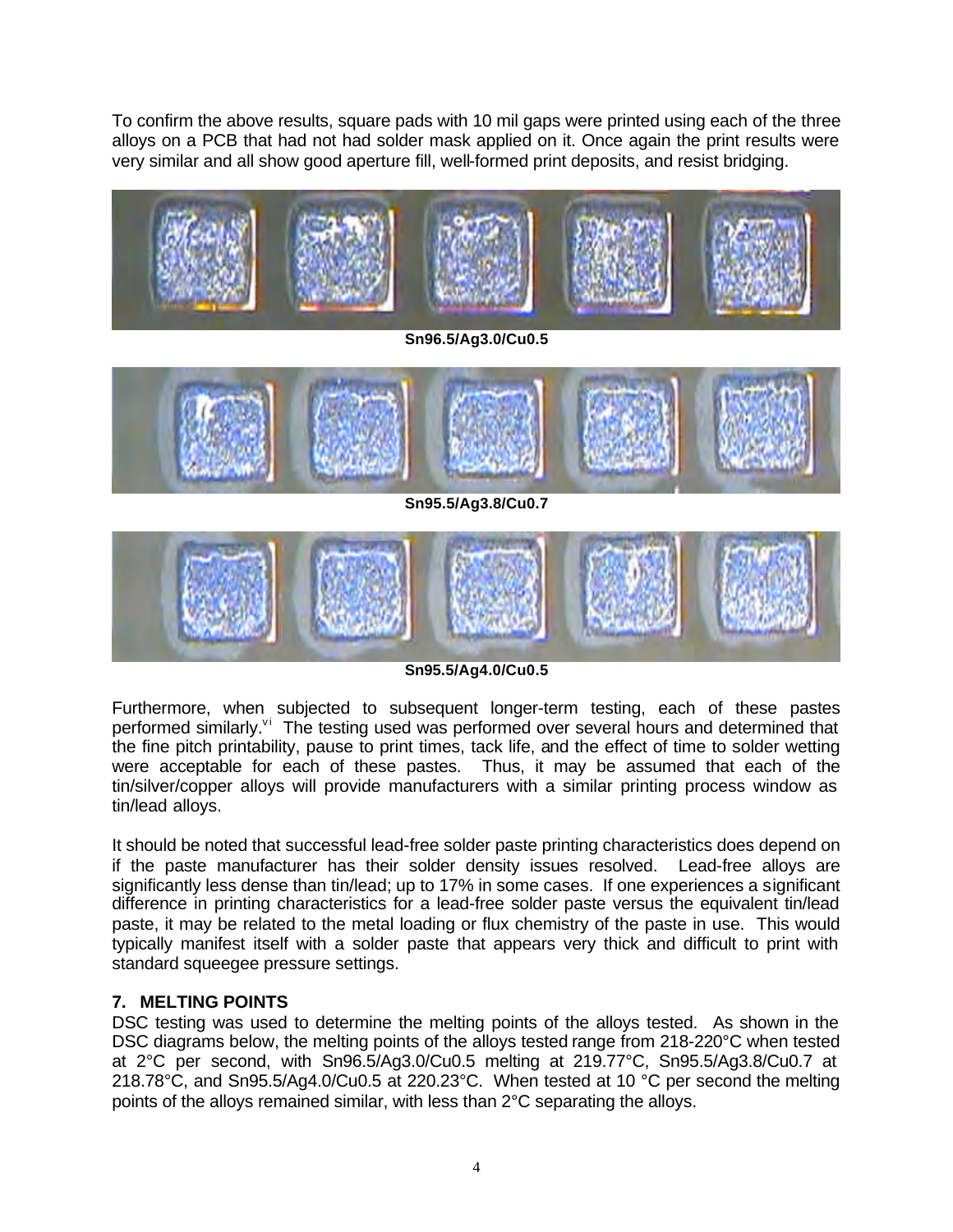To confirm the above results, square pads with 10 mil gaps were printed using each of the three alloys on a PCB that had not had solder mask applied on it. Once again the print results were very similar and all show good aperture fill, well-formed print deposits, and resist bridging.

**Sn96.5/Ag3.0/Cu0.5**

**Sn95.5/Ag3.8/Cu0.7**

**Sn95.5/Ag4.0/Cu0.5**

Furthermore, when subjected to subsequent longer-term testing, each of these pastes performed similarly.[vi] The testing used was performed over several hours and determined that the fine pitch printability, pause to print times, tack life, and the effect of time to solder wetting were acceptable for each of these pastes. Thus, it may be assumed that each of the tin/silver/copper alloys will provide manufacturers with a similar printing process window as tin/lead alloys.

It should be noted that successful lead-free solder paste printing characteristics does depend on if the paste manufacturer has their solder density issues resolved. Lead-free alloys are significantly less dense than tin/lead; up to 17% in some cases. If one experiences a significant difference in printing characteristics for a lead-free solder paste versus the equivalent tin/lead paste, it may be related to the metal loading or flux chemistry of the paste in use. This would typically manifest itself with a solder paste that appears very thick and difficult to print with standard squeegee pressure settings.

### 7. MELTING POINTS

DSC testing was used to determine the melting points of the alloys tested. As shown in the DSC diagrams below, the melting points of the alloys tested range from 218-220°C when tested at 2°C per second, with Sn96.5/Ag3.0/Cu0.5 melting at 219.77°C, Sn95.5/Ag3.8/Cu0.7 at 218.78°C, and Sn95.5/Ag4.0/Cu0.5 at 220.23°C. When tested at 10 °C per second the melting points of the alloys remained similar, with less than 2°C separating the alloys.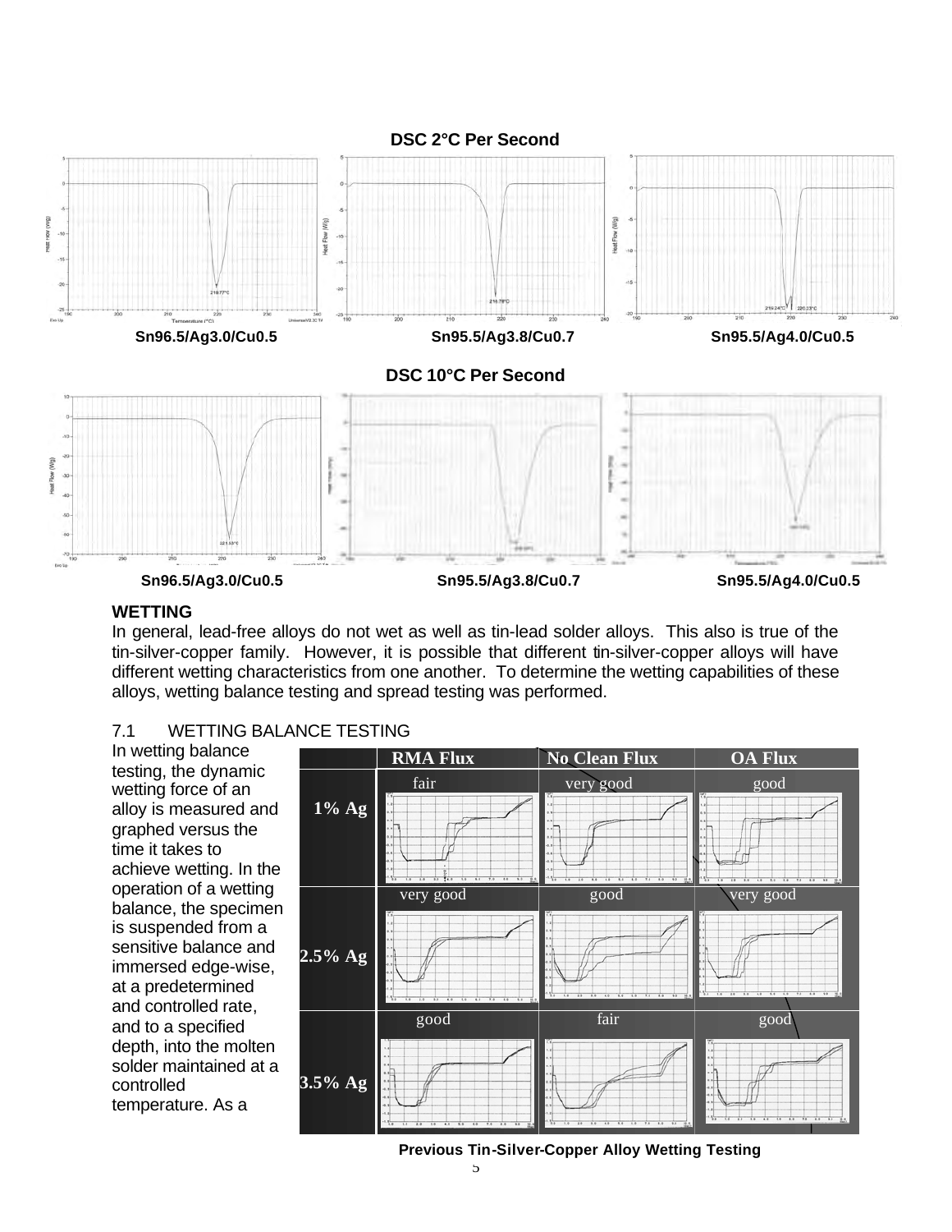**DSC 2°C Per Second**

Sn96.5/Ag3.0/Cu0.5 Sn95.5/Ag3.8/Cu0.7 Sn95.5/Ag4.0/Cu0.5

**DSC 10°C Per Second**

Sn96.5/Ag3.0/Cu0.5 Sn95.5/Ag3.8/Cu0.7 Sn95.5/Ag4.0/Cu0.5

## WETTING

In general, lead-free alloys do not wet as well as tin-lead solder alloys. This also is true of the tin-silver-copper family. However, it is possible that different tin-silver-copper alloys will have different wetting characteristics from one another. To determine the wetting capabilities of these alloys, wetting balance testing and spread testing was performed.

### 7.1 WETTING BALANCE TESTING

In wetting balance testing, the dynamic wetting force of an alloy is measured and graphed versus the time it takes to achieve wetting. In the operation of a wetting balance, the specimen is suspended from a sensitive balance and immersed edge-wise, at a predetermined and controlled rate, and to a specified depth, into the molten solder maintained at a controlled temperature. As a

| | RMA Flux | No Clean Flux | OA Flux |
|---|---|---|---|
| 1% Ag | fair | very good | good |
| 2.5% Ag | very good | good | very good |
| 3.5% Ag | good | fair | good |

**Previous Tin-Silver-Copper Alloy Wetting Testing**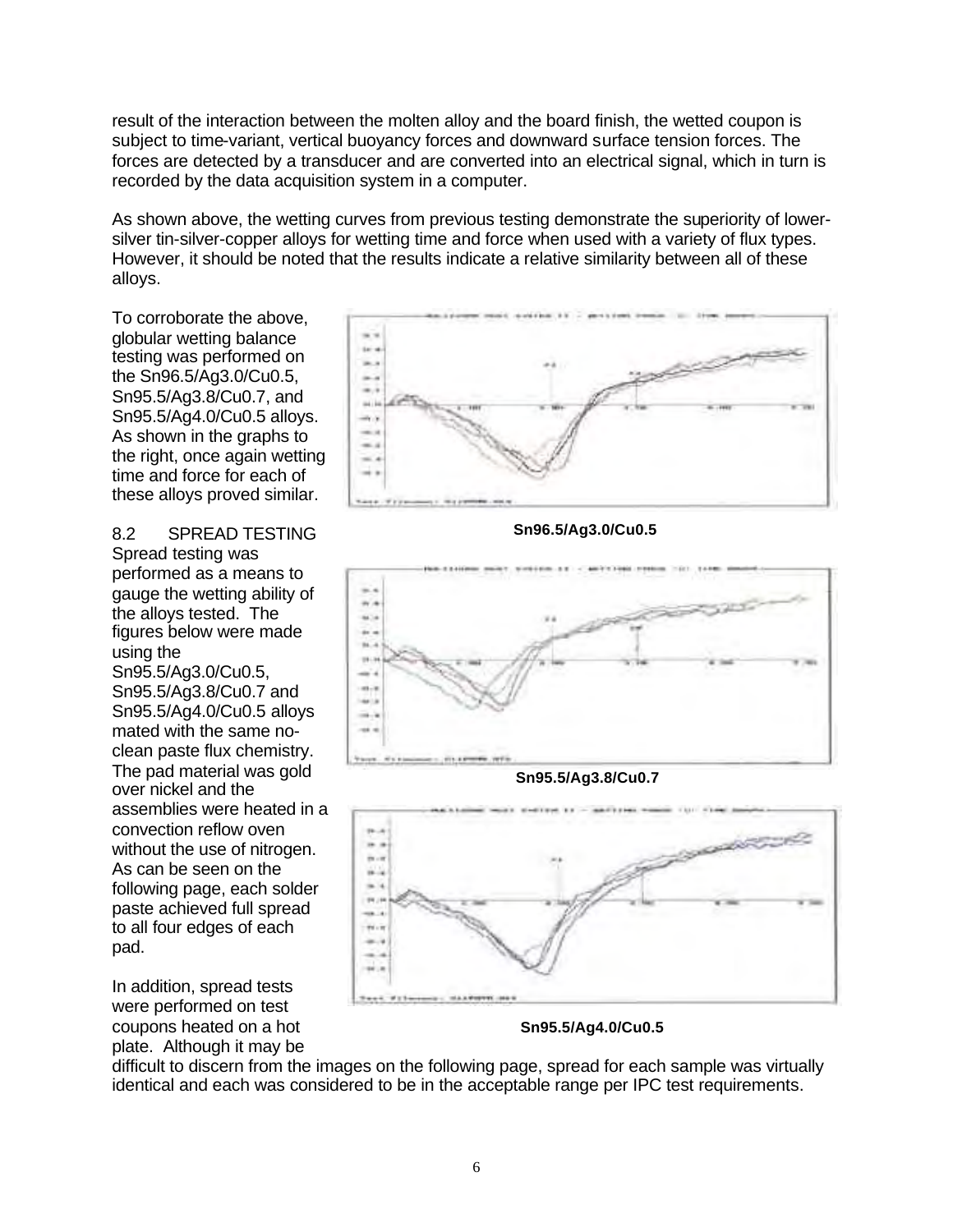result of the interaction between the molten alloy and the board finish, the wetted coupon is subject to time-variant, vertical buoyancy forces and downward surface tension forces. The forces are detected by a transducer and are converted into an electrical signal, which in turn is recorded by the data acquisition system in a computer.

As shown above, the wetting curves from previous testing demonstrate the superiority of lower-silver tin-silver-copper alloys for wetting time and force when used with a variety of flux types. However, it should be noted that the results indicate a relative similarity between all of these alloys.

To corroborate the above, globular wetting balance testing was performed on the Sn96.5/Ag3.0/Cu0.5, Sn95.5/Ag3.8/Cu0.7, and Sn95.5/Ag4.0/Cu0.5 alloys. As shown in the graphs to the right, once again wetting time and force for each of these alloys proved similar.

Sn96.5/Ag3.0/Cu0.5

Sn95.5/Ag3.8/Cu0.7

Sn95.5/Ag4.0/Cu0.5

## 8.2 SPREAD TESTING

Spread testing was performed as a means to gauge the wetting ability of the alloys tested. The figures below were made using the Sn95.5/Ag3.0/Cu0.5, Sn95.5/Ag3.8/Cu0.7 and Sn95.5/Ag4.0/Cu0.5 alloys mated with the same no-clean paste flux chemistry. The pad material was gold over nickel and the assemblies were heated in a convection reflow oven without the use of nitrogen. As can be seen on the following page, each solder paste achieved full spread to all four edges of each pad.

In addition, spread tests were performed on test coupons heated on a hot plate. Although it may be difficult to discern from the images on the following page, spread for each sample was virtually identical and each was considered to be in the acceptable range per IPC test requirements.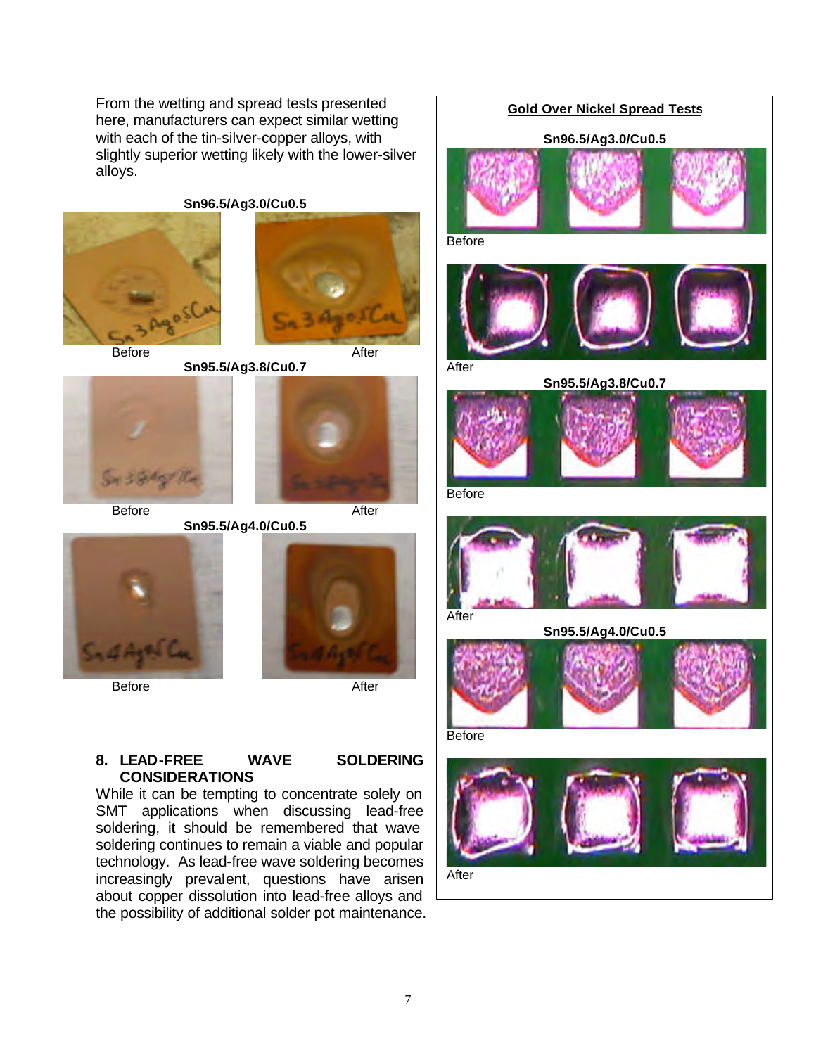From the wetting and spread tests presented here, manufacturers can expect similar wetting with each of the tin-silver-copper alloys, with slightly superior wetting likely with the lower-silver alloys.

**Sn96.5/Ag3.0/Cu0.5**

Before After

**Sn95.5/Ag3.8/Cu0.7**

Before After

**Sn95.5/Ag4.0/Cu0.5**

Before After

## 8. LEAD-FREE WAVE SOLDERING CONSIDERATIONS

While it can be tempting to concentrate solely on SMT applications when discussing lead-free soldering, it should be remembered that wave soldering continues to remain a viable and popular technology. As lead-free wave soldering becomes increasingly prevalent, questions have arisen about copper dissolution into lead-free alloys and the possibility of additional solder pot maintenance.

**Gold Over Nickel Spread Tests**

**Sn96.5/Ag3.0/Cu0.5**

Before

After

**Sn95.5/Ag3.8/Cu0.7**

Before

After

**Sn95.5/Ag4.0/Cu0.5**

Before

After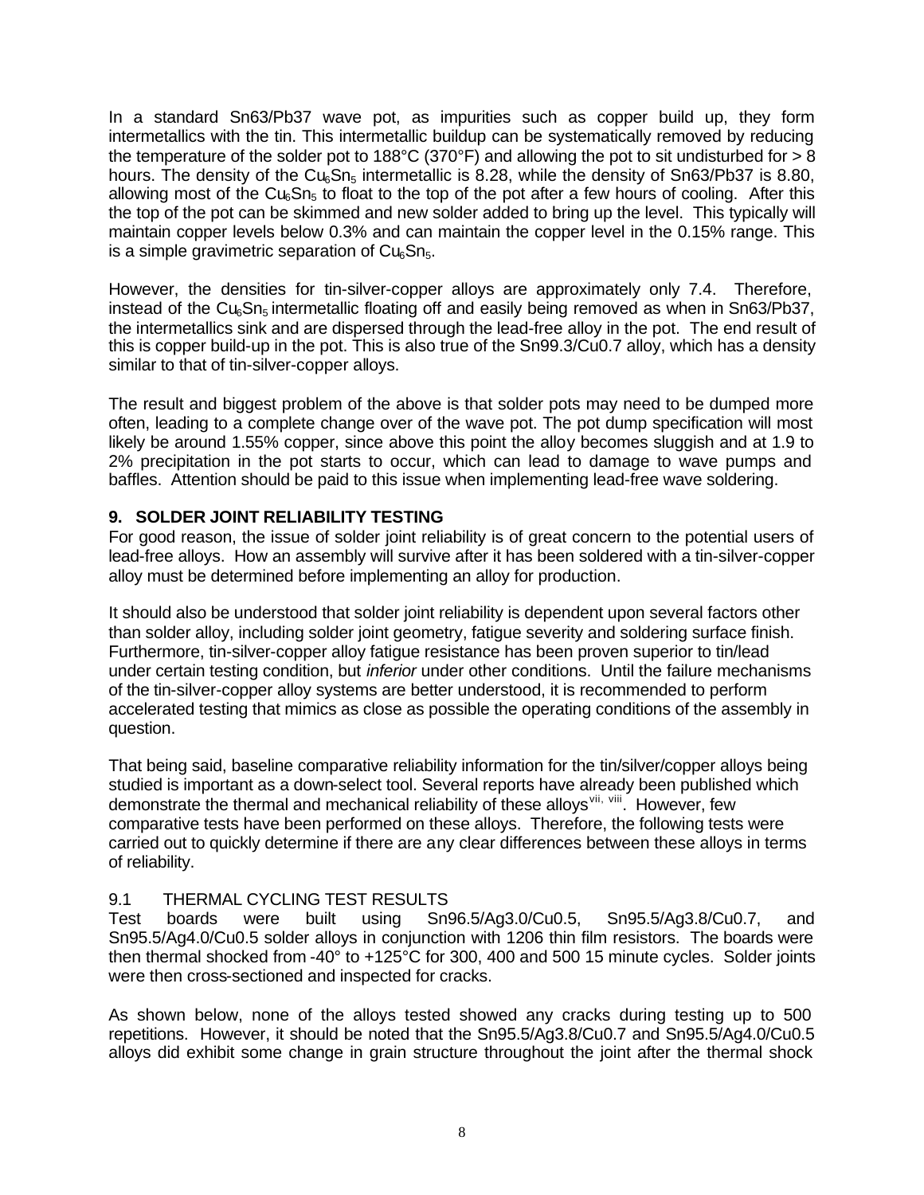In a standard Sn63/Pb37 wave pot, as impurities such as copper build up, they form intermetallics with the tin. This intermetallic buildup can be systematically removed by reducing the temperature of the solder pot to 188°C (370°F) and allowing the pot to sit undisturbed for > 8 hours. The density of the $Cu_6Sn_5$ intermetallic is 8.28, while the density of Sn63/Pb37 is 8.80, allowing most of the $Cu_6Sn_5$ to float to the top of the pot after a few hours of cooling. After this the top of the pot can be skimmed and new solder added to bring up the level. This typically will maintain copper levels below 0.3% and can maintain the copper level in the 0.15% range. This is a simple gravimetric separation of $Cu_6Sn_5$.

However, the densities for tin-silver-copper alloys are approximately only 7.4. Therefore, instead of the $Cu_6Sn_5$ intermetallic floating off and easily being removed as when in Sn63/Pb37, the intermetallics sink and are dispersed through the lead-free alloy in the pot. The end result of this is copper build-up in the pot. This is also true of the Sn99.3/Cu0.7 alloy, which has a density similar to that of tin-silver-copper alloys.

The result and biggest problem of the above is that solder pots may need to be dumped more often, leading to a complete change over of the wave pot. The pot dump specification will most likely be around 1.55% copper, since above this point the alloy becomes sluggish and at 1.9 to 2% precipitation in the pot starts to occur, which can lead to damage to wave pumps and baffles. Attention should be paid to this issue when implementing lead-free wave soldering.

## 9. SOLDER JOINT RELIABILITY TESTING

For good reason, the issue of solder joint reliability is of great concern to the potential users of lead-free alloys. How an assembly will survive after it has been soldered with a tin-silver-copper alloy must be determined before implementing an alloy for production.

It should also be understood that solder joint reliability is dependent upon several factors other than solder alloy, including solder joint geometry, fatigue severity and soldering surface finish. Furthermore, tin-silver-copper alloy fatigue resistance has been proven superior to tin/lead under certain testing condition, but *inferior* under other conditions. Until the failure mechanisms of the tin-silver-copper alloy systems are better understood, it is recommended to perform accelerated testing that mimics as close as possible the operating conditions of the assembly in question.

That being said, baseline comparative reliability information for the tin/silver/copper alloys being studied is important as a down-select tool. Several reports have already been published which demonstrate the thermal and mechanical reliability of these alloys[vii, viii]. However, few comparative tests have been performed on these alloys. Therefore, the following tests were carried out to quickly determine if there are any clear differences between these alloys in terms of reliability.

### 9.1 THERMAL CYCLING TEST RESULTS

Test boards were built using Sn96.5/Ag3.0/Cu0.5, Sn95.5/Ag3.8/Cu0.7, and Sn95.5/Ag4.0/Cu0.5 solder alloys in conjunction with 1206 thin film resistors. The boards were then thermal shocked from -40° to +125°C for 300, 400 and 500 15 minute cycles. Solder joints were then cross-sectioned and inspected for cracks.

As shown below, none of the alloys tested showed any cracks during testing up to 500 repetitions. However, it should be noted that the Sn95.5/Ag3.8/Cu0.7 and Sn95.5/Ag4.0/Cu0.5 alloys did exhibit some change in grain structure throughout the joint after the thermal shock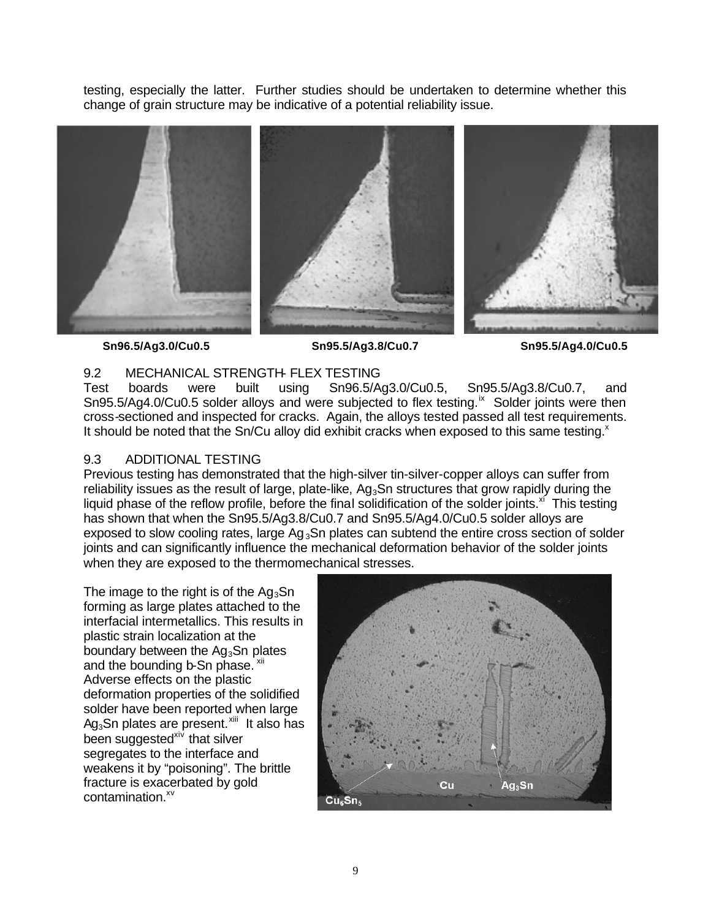testing, especially the latter. Further studies should be undertaken to determine whether this change of grain structure may be indicative of a potential reliability issue.

Sn96.5/Ag3.0/Cu0.5 Sn95.5/Ag3.8/Cu0.7 Sn95.5/Ag4.0/Cu0.5

### 9.2 MECHANICAL STRENGTH- FLEX TESTING

Test boards were built using Sn96.5/Ag3.0/Cu0.5, Sn95.5/Ag3.8/Cu0.7, and Sn95.5/Ag4.0/Cu0.5 solder alloys and were subjected to flex testing.[ix] Solder joints were then cross-sectioned and inspected for cracks. Again, the alloys tested passed all test requirements. It should be noted that the Sn/Cu alloy did exhibit cracks when exposed to this same testing.[x]

### 9.3 ADDITIONAL TESTING

Previous testing has demonstrated that the high-silver tin-silver-copper alloys can suffer from reliability issues as the result of large, plate-like, $Ag_3Sn$ structures that grow rapidly during the liquid phase of the reflow profile, before the final solidification of the solder joints.[xi] This testing has shown that when the Sn95.5/Ag3.8/Cu0.7 and Sn95.5/Ag4.0/Cu0.5 solder alloys are exposed to slow cooling rates, large $Ag_3Sn$ plates can subtend the entire cross section of solder joints and can significantly influence the mechanical deformation behavior of the solder joints when they are exposed to the thermomechanical stresses.

The image to the right is of the $Ag_3Sn$ forming as large plates attached to the interfacial intermetallics. This results in plastic strain localization at the boundary between the $Ag_3Sn$ plates and the bounding b-Sn phase.[xii] Adverse effects on the plastic deformation properties of the solidified solder have been reported when large $Ag_3Sn$ plates are present.[xiii] It also has been suggested[xiv] that silver segregates to the interface and weakens it by "poisoning". The brittle fracture is exacerbated by gold contamination.[xv]

Cu $Ag_3Sn$ $Cu_6Sn_5$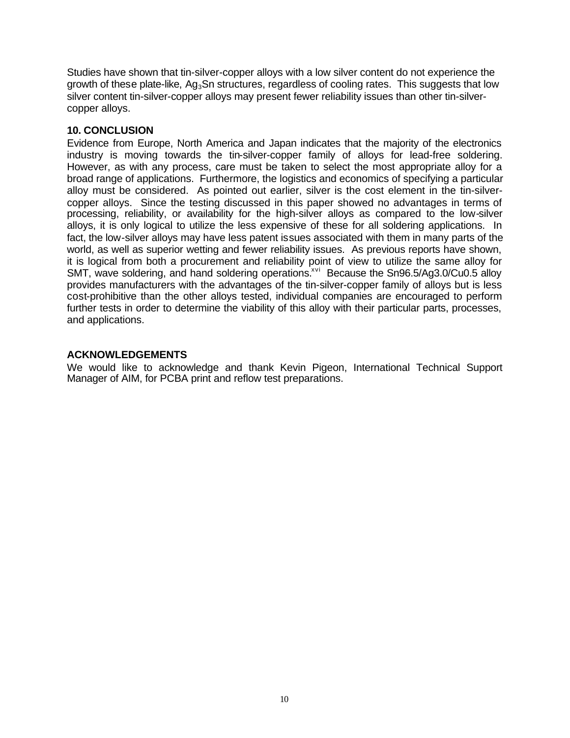Studies have shown that tin-silver-copper alloys with a low silver content do not experience the growth of these plate-like, $Ag_3Sn$ structures, regardless of cooling rates. This suggests that low silver content tin-silver-copper alloys may present fewer reliability issues than other tin-silver-copper alloys.

## 10. CONCLUSION

Evidence from Europe, North America and Japan indicates that the majority of the electronics industry is moving towards the tin-silver-copper family of alloys for lead-free soldering. However, as with any process, care must be taken to select the most appropriate alloy for a broad range of applications. Furthermore, the logistics and economics of specifying a particular alloy must be considered. As pointed out earlier, silver is the cost element in the tin-silver-copper alloys. Since the testing discussed in this paper showed no advantages in terms of processing, reliability, or availability for the high-silver alloys as compared to the low-silver alloys, it is only logical to utilize the less expensive of these for all soldering applications. In fact, the low-silver alloys may have less patent issues associated with them in many parts of the world, as well as superior wetting and fewer reliability issues. As previous reports have shown, it is logical from both a procurement and reliability point of view to utilize the same alloy for SMT, wave soldering, and hand soldering operations.[xvi] Because the Sn96.5/Ag3.0/Cu0.5 alloy provides manufacturers with the advantages of the tin-silver-copper family of alloys but is less cost-prohibitive than the other alloys tested, individual companies are encouraged to perform further tests in order to determine the viability of this alloy with their particular parts, processes, and applications.

## ACKNOWLEDGEMENTS

We would like to acknowledge and thank Kevin Pigeon, International Technical Support Manager of AIM, for PCBA print and reflow test preparations.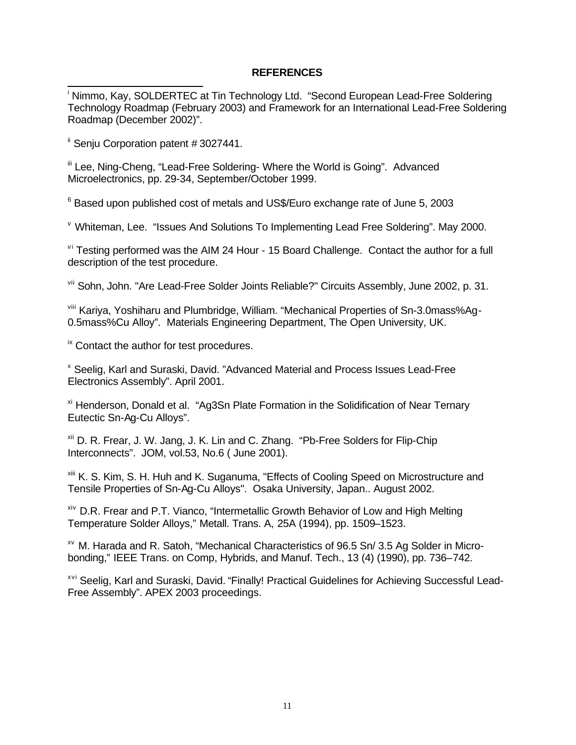**REFERENCES**

[i] Nimmo, Kay, SOLDERTEC at Tin Technology Ltd. "Second European Lead-Free Soldering Technology Roadmap (February 2003) and Framework for an International Lead-Free Soldering Roadmap (December 2002)".

[ii] Senju Corporation patent # 3027441.

[iii] Lee, Ning-Cheng, "Lead-Free Soldering- Where the World is Going". Advanced Microelectronics, pp. 29-34, September/October 1999.

[6] Based upon published cost of metals and US$/Euro exchange rate of June 5, 2003

[v] Whiteman, Lee. "Issues And Solutions To Implementing Lead Free Soldering". May 2000.

[vi] Testing performed was the AIM 24 Hour - 15 Board Challenge. Contact the author for a full description of the test procedure.

[vii] Sohn, John. "Are Lead-Free Solder Joints Reliable?" Circuits Assembly, June 2002, p. 31.

[viii] Kariya, Yoshiharu and Plumbridge, William. "Mechanical Properties of Sn-3.0mass%Ag-0.5mass%Cu Alloy". Materials Engineering Department, The Open University, UK.

[ix] Contact the author for test procedures.

[x] Seelig, Karl and Suraski, David. "Advanced Material and Process Issues Lead-Free Electronics Assembly". April 2001.

[xi] Henderson, Donald et al. "Ag3Sn Plate Formation in the Solidification of Near Ternary Eutectic Sn-Ag-Cu Alloys".

[xii] D. R. Frear, J. W. Jang, J. K. Lin and C. Zhang. "Pb-Free Solders for Flip-Chip Interconnects". JOM, vol.53, No.6 ( June 2001).

[xiii] K. S. Kim, S. H. Huh and K. Suganuma, "Effects of Cooling Speed on Microstructure and Tensile Properties of Sn-Ag-Cu Alloys". Osaka University, Japan.. August 2002.

[xiv] D.R. Frear and P.T. Vianco, "Intermetallic Growth Behavior of Low and High Melting Temperature Solder Alloys," Metall. Trans. A, 25A (1994), pp. 1509–1523.

[xv] M. Harada and R. Satoh, "Mechanical Characteristics of 96.5 Sn/ 3.5 Ag Solder in Micro-bonding," IEEE Trans. on Comp, Hybrids, and Manuf. Tech., 13 (4) (1990), pp. 736–742.

[xvi] Seelig, Karl and Suraski, David. "Finally! Practical Guidelines for Achieving Successful Lead-Free Assembly". APEX 2003 proceedings.